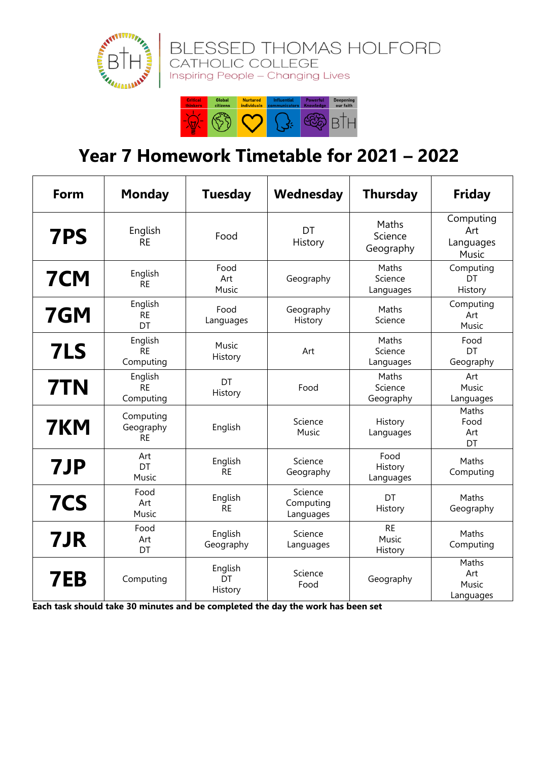BLESSED THOMAS HOLFORD
CATHOLIC COLLEGE
Inspiring People – Changing Lives

Critical thinkers | Global citizens | Nurtured individuals | Influential communicators | Powerful Knowledge | Deepening our faith

# Year 7 Homework Timetable for 2021 – 2022

| Form | Monday | Tuesday | Wednesday | Thursday | Friday |
|---|---|---|---|---|---|
| **7PS** | English<br>RE | Food | DT<br>History | Maths<br>Science<br>Geography | Computing<br>Art<br>Languages<br>Music |
| **7CM** | English<br>RE | Food<br>Art<br>Music | Geography | Maths<br>Science<br>Languages | Computing<br>DT<br>History |
| **7GM** | English<br>RE<br>DT | Food<br>Languages | Geography<br>History | Maths<br>Science | Computing<br>Art<br>Music |
| **7LS** | English<br>RE<br>Computing | Music<br>History | Art | Maths<br>Science<br>Languages | Food<br>DT<br>Geography |
| **7TN** | English<br>RE<br>Computing | DT<br>History | Food | Maths<br>Science<br>Geography | Art<br>Music<br>Languages |
| **7KM** | Computing<br>Geography<br>RE | English | Science<br>Music | History<br>Languages | Maths<br>Food<br>Art<br>DT |
| **7JP** | Art<br>DT<br>Music | English<br>RE | Science<br>Geography | Food<br>History<br>Languages | Maths<br>Computing |
| **7CS** | Food<br>Art<br>Music | English<br>RE | Science<br>Computing<br>Languages | DT<br>History | Maths<br>Geography |
| **7JR** | Food<br>Art<br>DT | English<br>Geography | Science<br>Languages | RE<br>Music<br>History | Maths<br>Computing |
| **7EB** | Computing | English<br>DT<br>History | Science<br>Food | Geography | Maths<br>Art<br>Music<br>Languages |

**Each task should take 30 minutes and be completed the day the work has been set**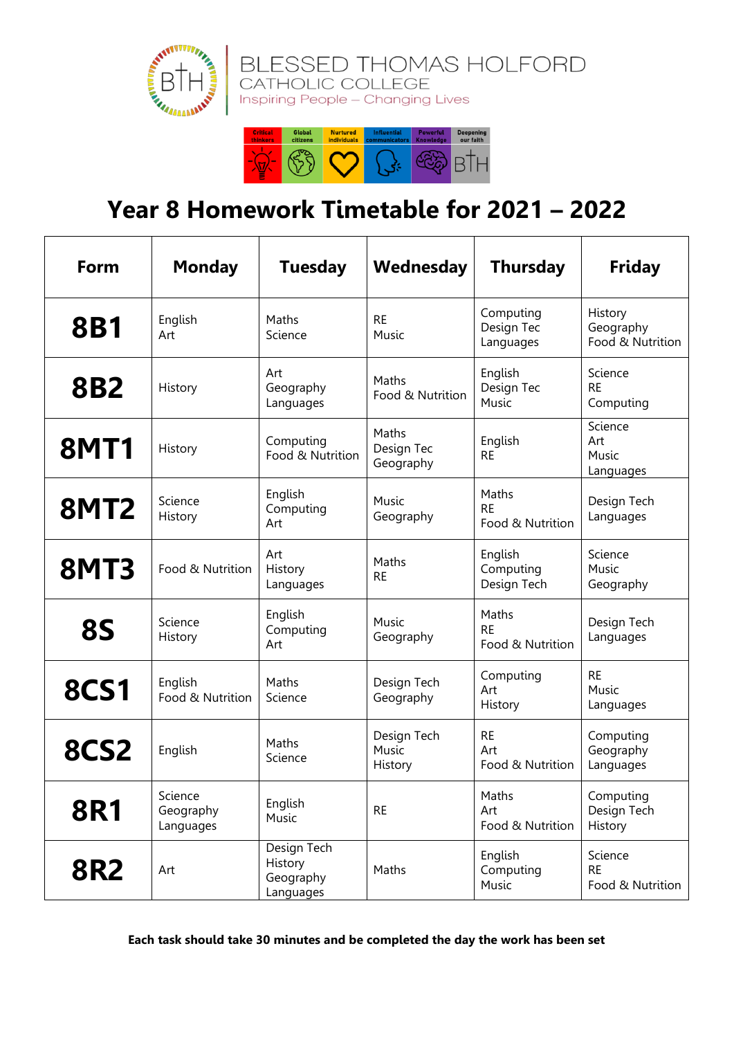BLESSED THOMAS HOLFORD
CATHOLIC COLLEGE
Inspiring People – Changing Lives

Critical thinkers | Global citizens | Nurtured individuals | Influential communicators | Powerful Knowledge | Deepening our faith

# Year 8 Homework Timetable for 2021 – 2022

| Form | Monday | Tuesday | Wednesday | Thursday | Friday |
|---|---|---|---|---|---|
| **8B1** | English<br>Art | Maths<br>Science | RE<br>Music | Computing<br>Design Tec<br>Languages | History<br>Geography<br>Food & Nutrition |
| **8B2** | History | Art<br>Geography<br>Languages | Maths<br>Food & Nutrition | English<br>Design Tec<br>Music | Science<br>RE<br>Computing |
| **8MT1** | History | Computing<br>Food & Nutrition | Maths<br>Design Tec<br>Geography | English<br>RE | Science<br>Art<br>Music<br>Languages |
| **8MT2** | Science<br>History | English<br>Computing<br>Art | Music<br>Geography | Maths<br>RE<br>Food & Nutrition | Design Tech<br>Languages |
| **8MT3** | Food & Nutrition | Art<br>History<br>Languages | Maths<br>RE | English<br>Computing<br>Design Tech | Science<br>Music<br>Geography |
| **8S** | Science<br>History | English<br>Computing<br>Art | Music<br>Geography | Maths<br>RE<br>Food & Nutrition | Design Tech<br>Languages |
| **8CS1** | English<br>Food & Nutrition | Maths<br>Science | Design Tech<br>Geography | Computing<br>Art<br>History | RE<br>Music<br>Languages |
| **8CS2** | English | Maths<br>Science | Design Tech<br>Music<br>History | RE<br>Art<br>Food & Nutrition | Computing<br>Geography<br>Languages |
| **8R1** | Science<br>Geography<br>Languages | English<br>Music | RE | Maths<br>Art<br>Food & Nutrition | Computing<br>Design Tech<br>History |
| **8R2** | Art | Design Tech<br>History<br>Geography<br>Languages | Maths | English<br>Computing<br>Music | Science<br>RE<br>Food & Nutrition |

**Each task should take 30 minutes and be completed the day the work has been set**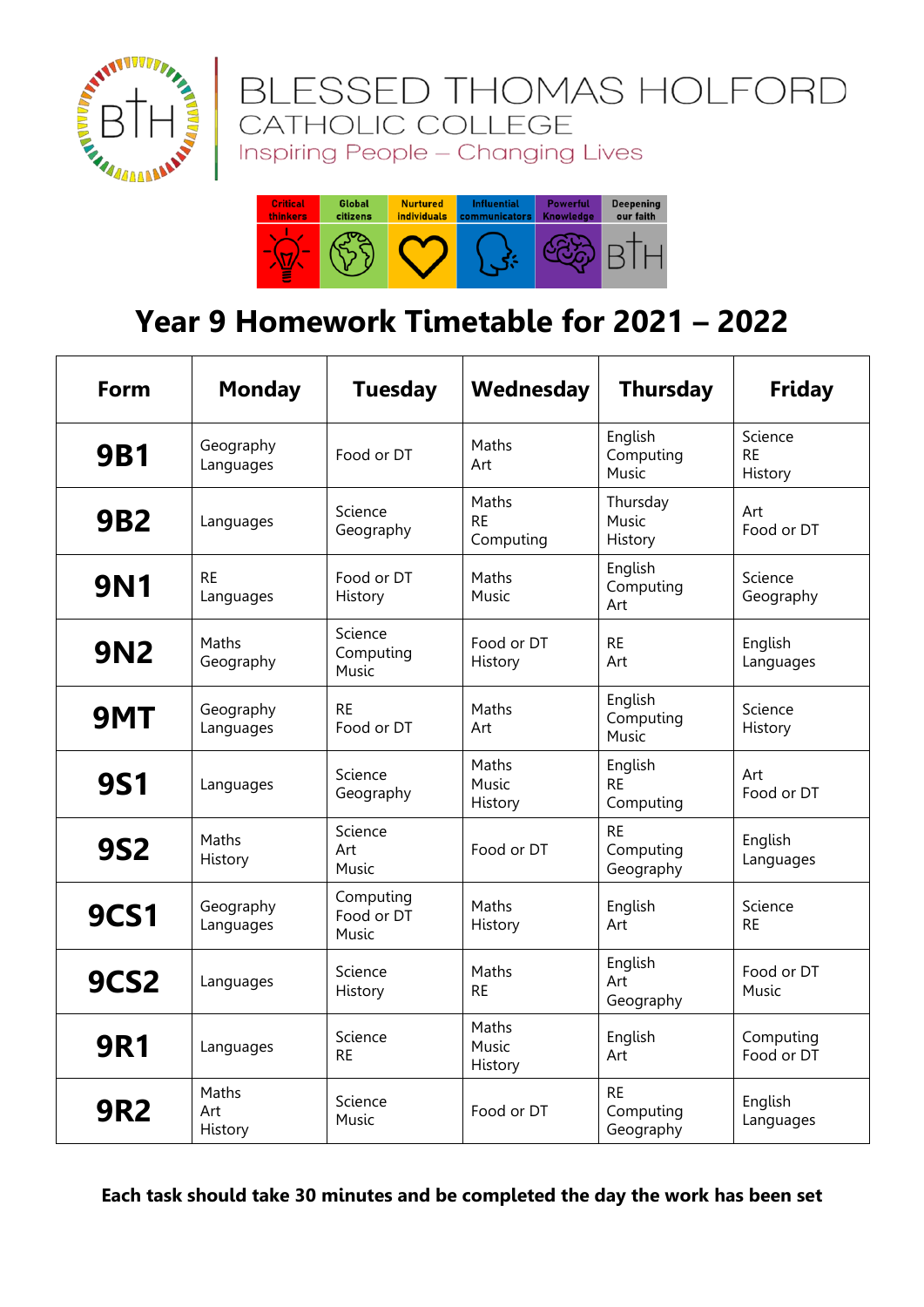BLESSED THOMAS HOLFORD
CATHOLIC COLLEGE
Inspiring People – Changing Lives

| Critical thinkers | Global citizens | Nurtured individuals | Influential communicators | Powerful Knowledge | Deepening our faith |
|---|---|---|---|---|---|

# Year 9 Homework Timetable for 2021 – 2022

| Form | Monday | Tuesday | Wednesday | Thursday | Friday |
|---|---|---|---|---|---|
| **9B1** | Geography<br>Languages | Food or DT | Maths<br>Art | English<br>Computing<br>Music | Science<br>RE<br>History |
| **9B2** | Languages | Science<br>Geography | Maths<br>RE<br>Computing | Thursday<br>Music<br>History | Art<br>Food or DT |
| **9N1** | RE<br>Languages | Food or DT<br>History | Maths<br>Music | English<br>Computing<br>Art | Science<br>Geography |
| **9N2** | Maths<br>Geography | Science<br>Computing<br>Music | Food or DT<br>History | RE<br>Art | English<br>Languages |
| **9MT** | Geography<br>Languages | RE<br>Food or DT | Maths<br>Art | English<br>Computing<br>Music | Science<br>History |
| **9S1** | Languages | Science<br>Geography | Maths<br>Music<br>History | English<br>RE<br>Computing | Art<br>Food or DT |
| **9S2** | Maths<br>History | Science<br>Art<br>Music | Food or DT | RE<br>Computing<br>Geography | English<br>Languages |
| **9CS1** | Geography<br>Languages | Computing<br>Food or DT<br>Music | Maths<br>History | English<br>Art | Science<br>RE |
| **9CS2** | Languages | Science<br>History | Maths<br>RE | English<br>Art<br>Geography | Food or DT<br>Music |
| **9R1** | Languages | Science<br>RE | Maths<br>Music<br>History | English<br>Art | Computing<br>Food or DT |
| **9R2** | Maths<br>Art<br>History | Science<br>Music | Food or DT | RE<br>Computing<br>Geography | English<br>Languages |

**Each task should take 30 minutes and be completed the day the work has been set**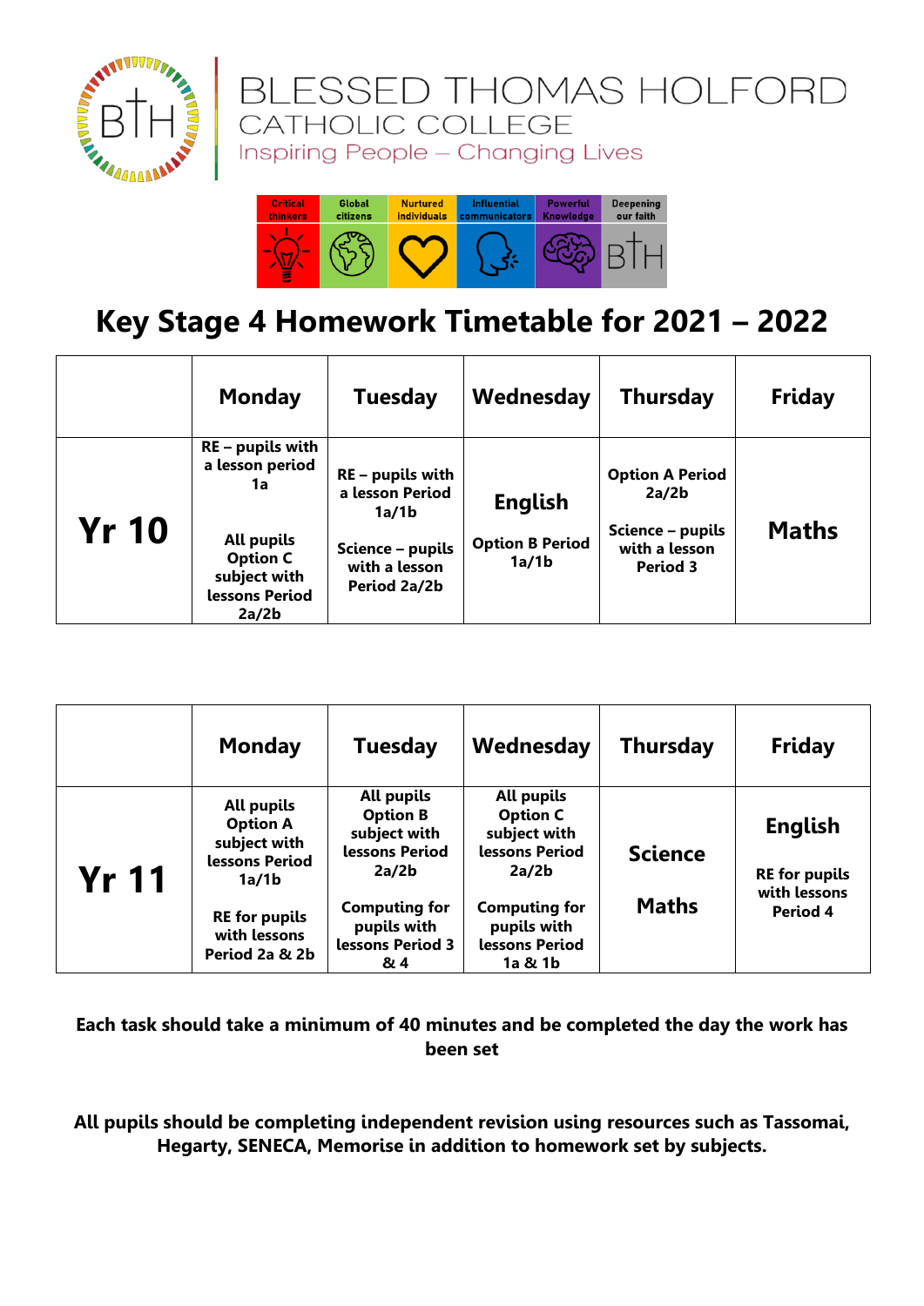# BLESSED THOMAS HOLFORD CATHOLIC COLLEGE

Inspiring People – Changing Lives

Critical thinkers | Global citizens | Nurtured individuals | Influential communicators | Powerful Knowledge | Deepening our faith

## Key Stage 4 Homework Timetable for 2021 – 2022

| | Monday | Tuesday | Wednesday | Thursday | Friday |
|---|---|---|---|---|---|
| **Yr 10** | RE – pupils with a lesson period 1a<br><br>All pupils Option C subject with lessons Period 2a/2b | RE – pupils with a lesson Period 1a/1b<br><br>Science – pupils with a lesson Period 2a/2b | English<br><br>Option B Period 1a/1b | Option A Period 2a/2b<br><br>Science – pupils with a lesson Period 3 | Maths |

| | Monday | Tuesday | Wednesday | Thursday | Friday |
|---|---|---|---|---|---|
| **Yr 11** | All pupils Option A subject with lessons Period 1a/1b<br><br>RE for pupils with lessons Period 2a & 2b | All pupils Option B subject with lessons Period 2a/2b<br><br>Computing for pupils with lessons Period 3 & 4 | All pupils Option C subject with lessons Period 2a/2b<br><br>Computing for pupils with lessons Period 1a & 1b | Science<br><br>Maths | English<br><br>RE for pupils with lessons Period 4 |

**Each task should take a minimum of 40 minutes and be completed the day the work has been set**

**All pupils should be completing independent revision using resources such as Tassomai, Hegarty, SENECA, Memorise in addition to homework set by subjects.**